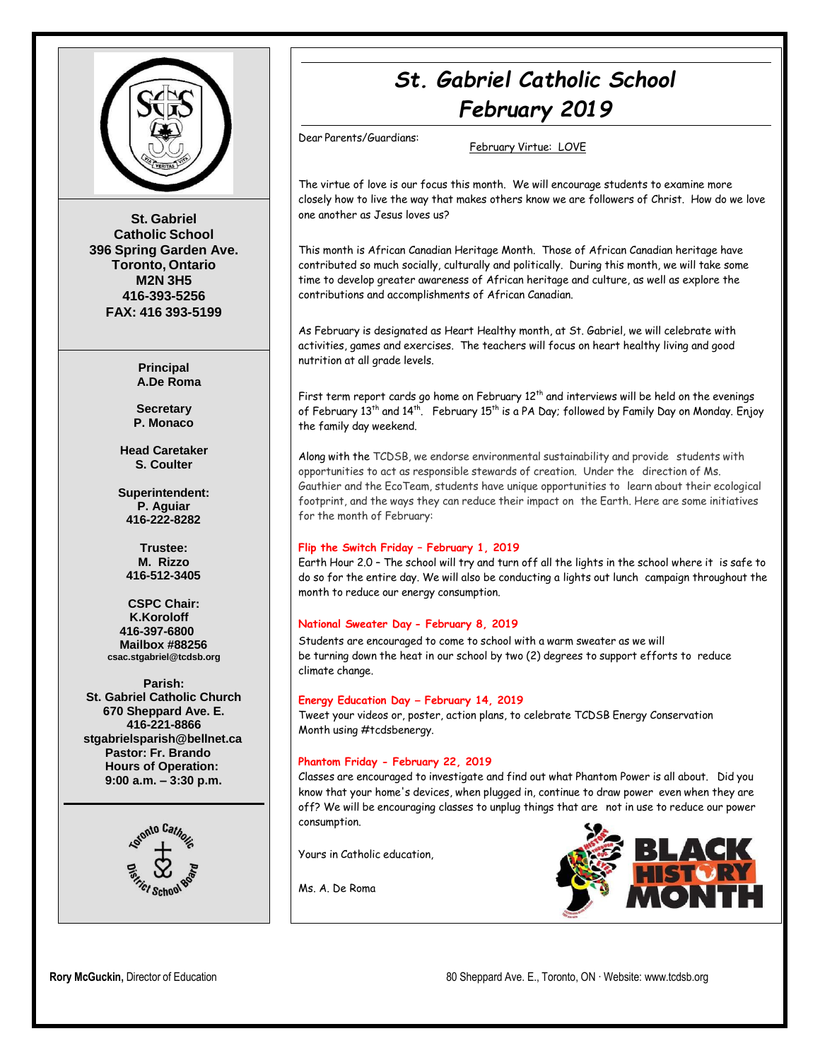**St. Gabriel Catholic School**
**396 Spring Garden Ave.**
**Toronto, Ontario**
**M2N 3H5**
**416-393-5256**
**FAX: 416 393-5199**

**Principal**
**A.De Roma**

**Secretary**
**P. Monaco**

**Head Caretaker**
**S. Coulter**

**Superintendent:**
**P. Aguiar**
**416-222-8282**

**Trustee:**
**M. Rizzo**
**416-512-3405**

**CSPC Chair:**
**K.Koroloff**
**416-397-6800**
**Mailbox #88256**
**csac.stgabriel@tcdsb.org**

**Parish:**
**St. Gabriel Catholic Church**
**670 Sheppard Ave. E.**
**416-221-8866**
**stgabrielsparish@bellnet.ca**
**Pastor: Fr. Brando**
**Hours of Operation:**
**9:00 a.m. – 3:30 p.m.**

# *St. Gabriel Catholic School*
## *February 2019*

Dear Parents/Guardians:

February Virtue: LOVE

The virtue of love is our focus this month. We will encourage students to examine more closely how to live the way that makes others know we are followers of Christ. How do we love one another as Jesus loves us?

This month is African Canadian Heritage Month. Those of African Canadian heritage have contributed so much socially, culturally and politically. During this month, we will take some time to develop greater awareness of African heritage and culture, as well as explore the contributions and accomplishments of African Canadian.

As February is designated as Heart Healthy month, at St. Gabriel, we will celebrate with activities, games and exercises. The teachers will focus on heart healthy living and good nutrition at all grade levels.

First term report cards go home on February 12th and interviews will be held on the evenings of February 13th and 14th. February 15th is a PA Day; followed by Family Day on Monday. Enjoy the family day weekend.

Along with the TCDSB, we endorse environmental sustainability and provide students with opportunities to act as responsible stewards of creation. Under the direction of Ms. Gauthier and the EcoTeam, students have unique opportunities to learn about their ecological footprint, and the ways they can reduce their impact on the Earth. Here are some initiatives for the month of February:

**Flip the Switch Friday – February 1, 2019**
Earth Hour 2.0 – The school will try and turn off all the lights in the school where it is safe to do so for the entire day. We will also be conducting a lights out lunch campaign throughout the month to reduce our energy consumption.

**National Sweater Day - February 8, 2019**
Students are encouraged to come to school with a warm sweater as we will be turning down the heat in our school by two (2) degrees to support efforts to reduce climate change.

**Energy Education Day – February 14, 2019**
Tweet your videos or, poster, action plans, to celebrate TCDSB Energy Conservation Month using #tcdsbenergy.

**Phantom Friday - February 22, 2019**
Classes are encouraged to investigate and find out what Phantom Power is all about. Did you know that your home's devices, when plugged in, continue to draw power even when they are off? We will be encouraging classes to unplug things that are not in use to reduce our power consumption.

Yours in Catholic education,

Ms. A. De Roma

BLACK HISTORY MONTH

**Rory McGuckin,** Director of Education

80 Sheppard Ave. E., Toronto, ON · Website: www.tcdsb.org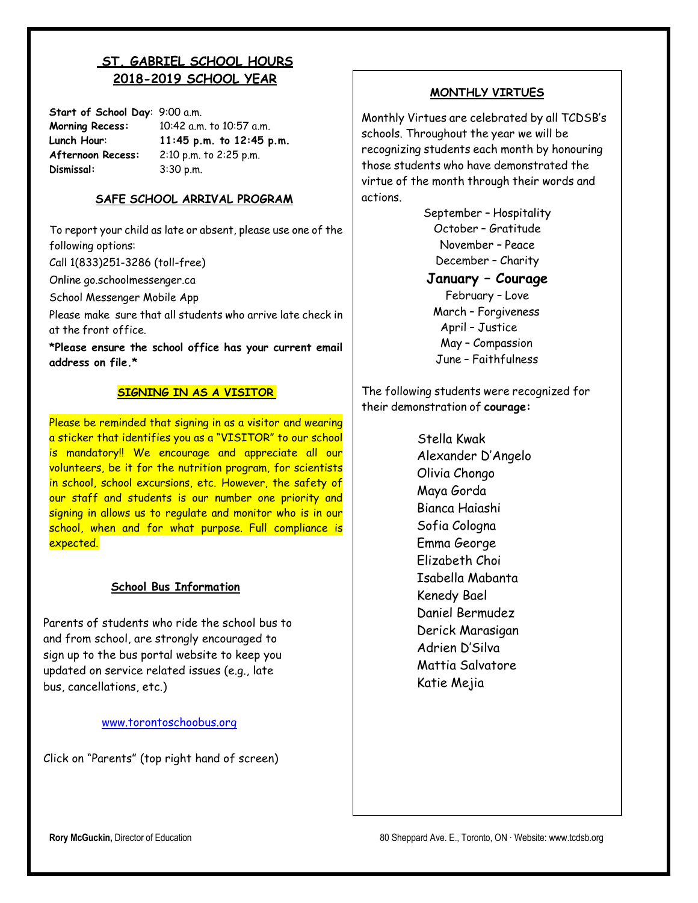## ST. GABRIEL SCHOOL HOURS
## 2018-2019 SCHOOL YEAR

**Start of School Day**: 9:00 a.m.
**Morning Recess:** 10:42 a.m. to 10:57 a.m.
**Lunch Hour**: **11:45 p.m. to 12:45 p.m.**
**Afternoon Recess:** 2:10 p.m. to 2:25 p.m.
**Dismissal:** 3:30 p.m.

### SAFE SCHOOL ARRIVAL PROGRAM

To report your child as late or absent, please use one of the following options:

Call 1(833)251-3286 (toll-free)

Online go.schoolmessenger.ca

School Messenger Mobile App

Please make sure that all students who arrive late check in at the front office.

***Please ensure the school office has your current email address on file.***

### SIGNING IN AS A VISITOR

Please be reminded that signing in as a visitor and wearing a sticker that identifies you as a "VISITOR" to our school is mandatory!! We encourage and appreciate all our volunteers, be it for the nutrition program, for scientists in school, school excursions, etc. However, the safety of our staff and students is our number one priority and signing in allows us to regulate and monitor who is in our school, when and for what purpose. Full compliance is expected.

### School Bus Information

Parents of students who ride the school bus to and from school, are strongly encouraged to sign up to the bus portal website to keep you updated on service related issues (e.g., late bus, cancellations, etc.)

www.torontoschoobus.org

Click on "Parents" (top right hand of screen)

### MONTHLY VIRTUES

Monthly Virtues are celebrated by all TCDSB's schools. Throughout the year we will be recognizing students each month by honouring those students who have demonstrated the virtue of the month through their words and actions.

September – Hospitality
October – Gratitude
November – Peace
December – Charity
**January – Courage**
February – Love
March – Forgiveness
April – Justice
May – Compassion
June – Faithfulness

The following students were recognized for their demonstration of **courage:**

Stella Kwak
Alexander D'Angelo
Olivia Chongo
Maya Gorda
Bianca Haiashi
Sofia Cologna
Emma George
Elizabeth Choi
Isabella Mabanta
Kenedy Bael
Daniel Bermudez
Derick Marasigan
Adrien D'Silva
Mattia Salvatore
Katie Mejia

**Rory McGuckin,** Director of Education

80 Sheppard Ave. E., Toronto, ON · Website: www.tcdsb.org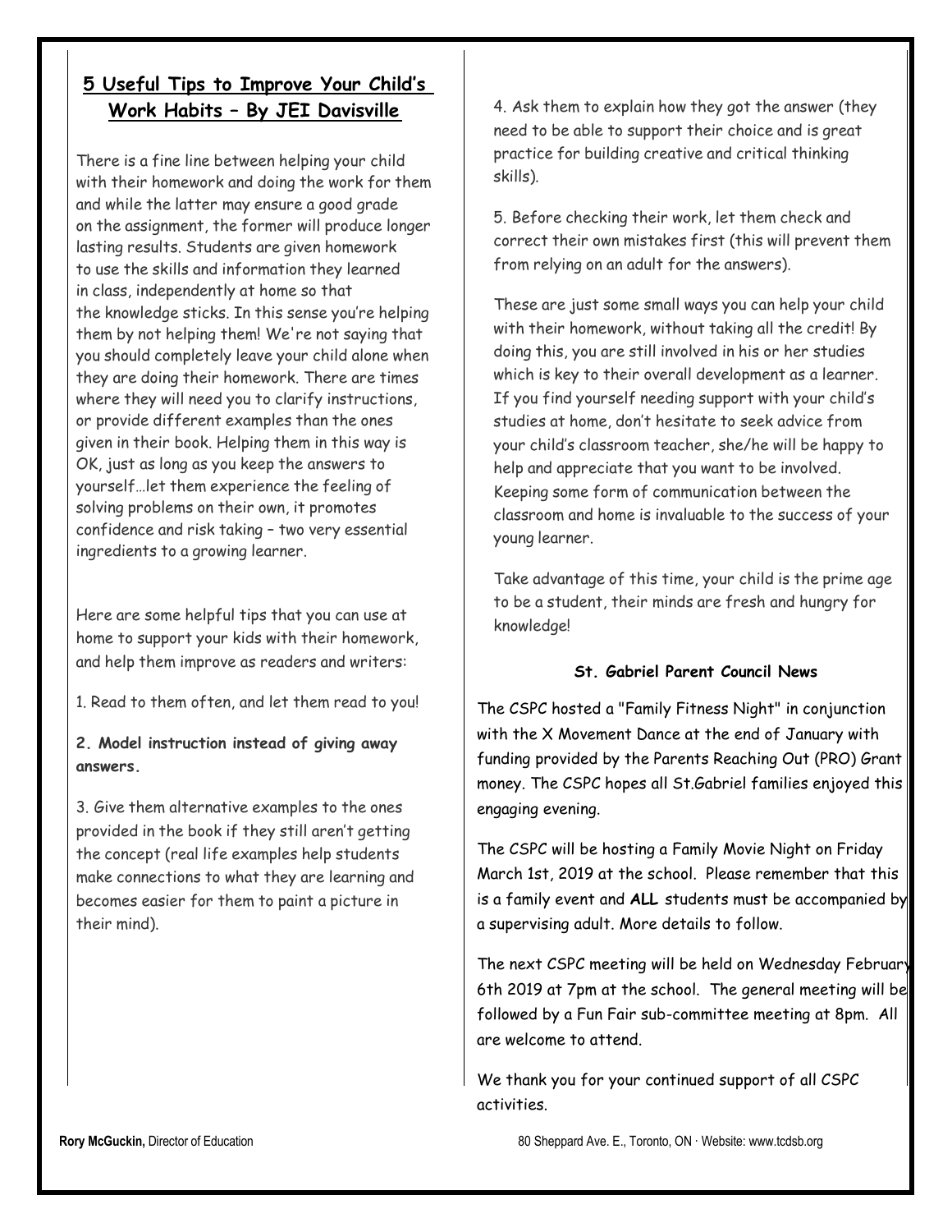## 5 Useful Tips to Improve Your Child's Work Habits – By JEI Davisville

There is a fine line between helping your child with their homework and doing the work for them and while the latter may ensure a good grade on the assignment, the former will produce longer lasting results. Students are given homework to use the skills and information they learned in class, independently at home so that the knowledge sticks. In this sense you're helping them by not helping them! We're not saying that you should completely leave your child alone when they are doing their homework. There are times where they will need you to clarify instructions, or provide different examples than the ones given in their book. Helping them in this way is OK, just as long as you keep the answers to yourself…let them experience the feeling of solving problems on their own, it promotes confidence and risk taking – two very essential ingredients to a growing learner.

Here are some helpful tips that you can use at home to support your kids with their homework, and help them improve as readers and writers:

1. Read to them often, and let them read to you!

2. **Model instruction instead of giving away answers.**

3. Give them alternative examples to the ones provided in the book if they still aren't getting the concept (real life examples help students make connections to what they are learning and becomes easier for them to paint a picture in their mind).

4. Ask them to explain how they got the answer (they need to be able to support their choice and is great practice for building creative and critical thinking skills).

5. Before checking their work, let them check and correct their own mistakes first (this will prevent them from relying on an adult for the answers).

These are just some small ways you can help your child with their homework, without taking all the credit! By doing this, you are still involved in his or her studies which is key to their overall development as a learner. If you find yourself needing support with your child's studies at home, don't hesitate to seek advice from your child's classroom teacher, she/he will be happy to help and appreciate that you want to be involved. Keeping some form of communication between the classroom and home is invaluable to the success of your young learner.

Take advantage of this time, your child is the prime age to be a student, their minds are fresh and hungry for knowledge!

**St. Gabriel Parent Council News**

The CSPC hosted a "Family Fitness Night" in conjunction with the X Movement Dance at the end of January with funding provided by the Parents Reaching Out (PRO) Grant money. The CSPC hopes all St.Gabriel families enjoyed this engaging evening.

The CSPC will be hosting a Family Movie Night on Friday March 1st, 2019 at the school. Please remember that this is a family event and **ALL** students must be accompanied by a supervising adult. More details to follow.

The next CSPC meeting will be held on Wednesday February 6th 2019 at 7pm at the school. The general meeting will be followed by a Fun Fair sub-committee meeting at 8pm. All are welcome to attend.

We thank you for your continued support of all CSPC activities.

**Rory McGuckin,** Director of Education

80 Sheppard Ave. E., Toronto, ON · Website: www.tcdsb.org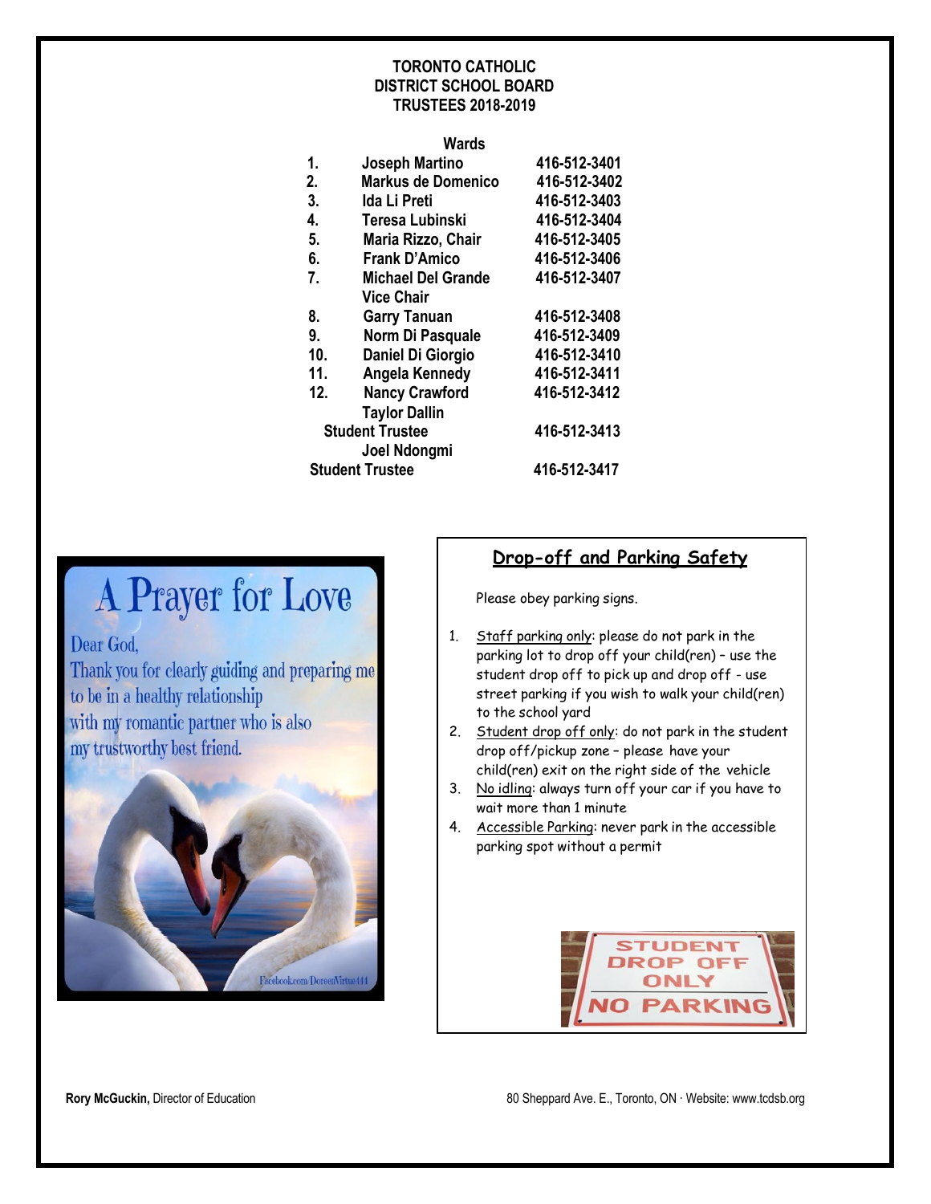**TORONTO CATHOLIC DISTRICT SCHOOL BOARD TRUSTEES 2018-2019**

| Wards | | |
|---|---|---|
| 1. | Joseph Martino | 416-512-3401 |
| 2. | Markus de Domenico | 416-512-3402 |
| 3. | Ida Li Preti | 416-512-3403 |
| 4. | Teresa Lubinski | 416-512-3404 |
| 5. | Maria Rizzo, Chair | 416-512-3405 |
| 6. | Frank D'Amico | 416-512-3406 |
| 7. | Michael Del Grande Vice Chair | 416-512-3407 |
| 8. | Garry Tanuan | 416-512-3408 |
| 9. | Norm Di Pasquale | 416-512-3409 |
| 10. | Daniel Di Giorgio | 416-512-3410 |
| 11. | Angela Kennedy | 416-512-3411 |
| 12. | Nancy Crawford | 416-512-3412 |
| | Taylor Dallin Student Trustee | 416-512-3413 |
| | Joel Ndongmi Student Trustee | 416-512-3417 |

# A Prayer for Love

Dear God,
Thank you for clearly guiding and preparing me to be in a healthy relationship with my romantic partner who is also my trustworthy best friend.

Facebook.com/DoreenVirtue444

## Drop-off and Parking Safety

Please obey parking signs.

1. Staff parking only: please do not park in the parking lot to drop off your child(ren) – use the student drop off to pick up and drop off - use street parking if you wish to walk your child(ren) to the school yard
2. Student drop off only: do not park in the student drop off/pickup zone – please have your child(ren) exit on the right side of the vehicle
3. No idling: always turn off your car if you have to wait more than 1 minute
4. Accessible Parking: never park in the accessible parking spot without a permit

STUDENT DROP OFF ONLY
NO PARKING

**Rory McGuckin,** Director of Education

80 Sheppard Ave. E., Toronto, ON · Website: www.tcdsb.org